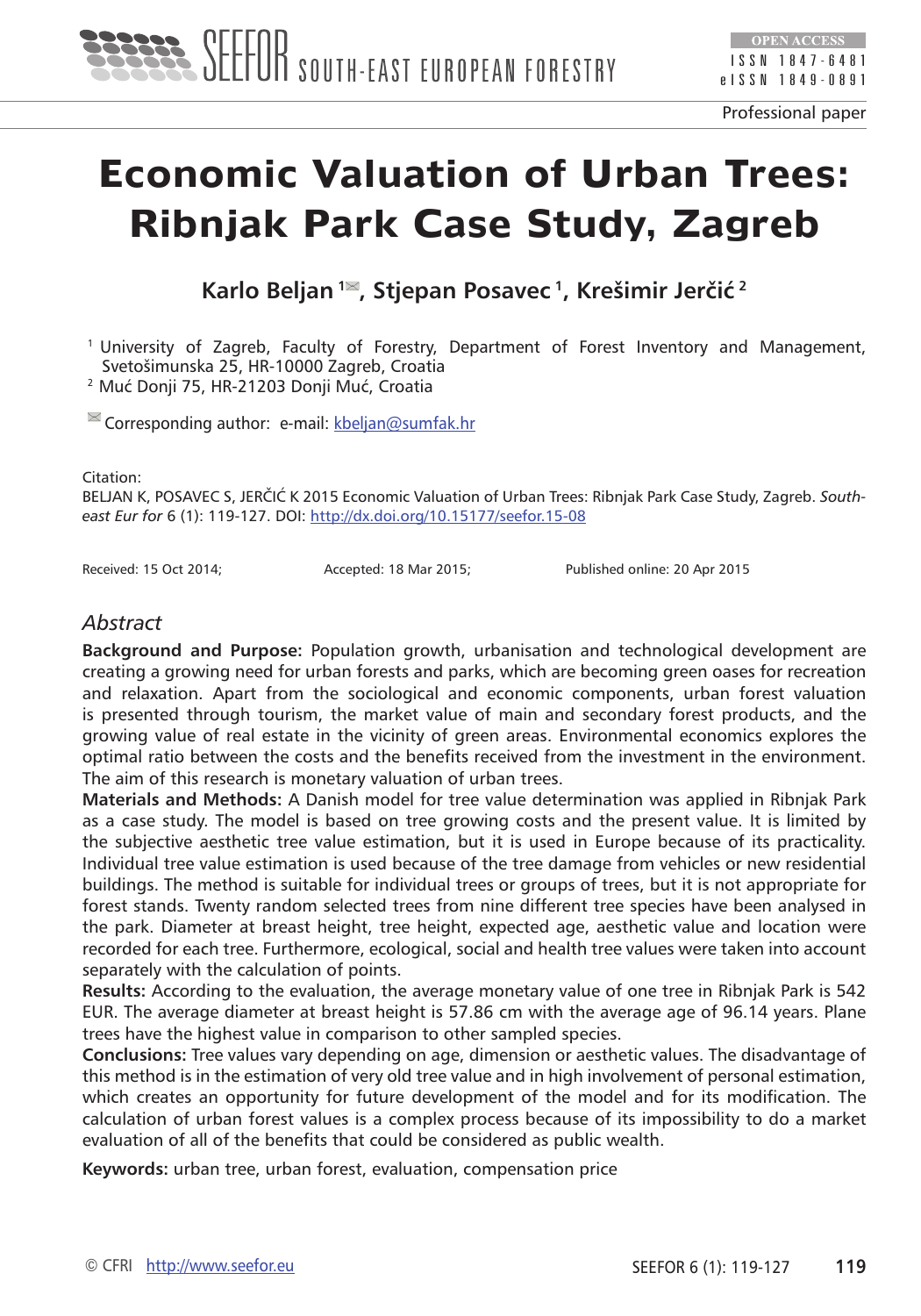Professional paper

# Economic Valuation of Urban Trees: Ribnjak Park Case Study, Zagreb

**Karlo Beljan [1]✉, Stjepan Posavec [1], Krešimir Jerčić [2]**

[1] University of Zagreb, Faculty of Forestry, Department of Forest Inventory and Management, Svetošimunska 25, HR-10000 Zagreb, Croatia
[2] Mućć Donji 75, HR-21203 Donji Muć, Croatia

✉ Corresponding author: e-mail: kbeljan@sumfak.hr

Citation:
BELJAN K, POSAVEC S, JERČIĆ K 2015 Economic Valuation of Urban Trees: Ribnjak Park Case Study, Zagreb. *South-east Eur for* 6 (1): 119-127. DOI: http://dx.doi.org/10.15177/seefor.15-08

Received: 15 Oct 2014; Accepted: 18 Mar 2015; Published online: 20 Apr 2015

## *Abstract*

**Background and Purpose:** Population growth, urbanisation and technological development are creating a growing need for urban forests and parks, which are becoming green oases for recreation and relaxation. Apart from the sociological and economic components, urban forest valuation is presented through tourism, the market value of main and secondary forest products, and the growing value of real estate in the vicinity of green areas. Environmental economics explores the optimal ratio between the costs and the benefits received from the investment in the environment. The aim of this research is monetary valuation of urban trees.

**Materials and Methods:** A Danish model for tree value determination was applied in Ribnjak Park as a case study. The model is based on tree growing costs and the present value. It is limited by the subjective aesthetic tree value estimation, but it is used in Europe because of its practicality. Individual tree value estimation is used because of the tree damage from vehicles or new residential buildings. The method is suitable for individual trees or groups of trees, but it is not appropriate for forest stands. Twenty random selected trees from nine different tree species have been analysed in the park. Diameter at breast height, tree height, expected age, aesthetic value and location were recorded for each tree. Furthermore, ecological, social and health tree values were taken into account separately with the calculation of points.

**Results:** According to the evaluation, the average monetary value of one tree in Ribnjak Park is 542 EUR. The average diameter at breast height is 57.86 cm with the average age of 96.14 years. Plane trees have the highest value in comparison to other sampled species.

**Conclusions:** Tree values vary depending on age, dimension or aesthetic values. The disadvantage of this method is in the estimation of very old tree value and in high involvement of personal estimation, which creates an opportunity for future development of the model and for its modification. The calculation of urban forest values is a complex process because of its impossibility to do a market evaluation of all of the benefits that could be considered as public wealth.

**Keywords:** urban tree, urban forest, evaluation, compensation price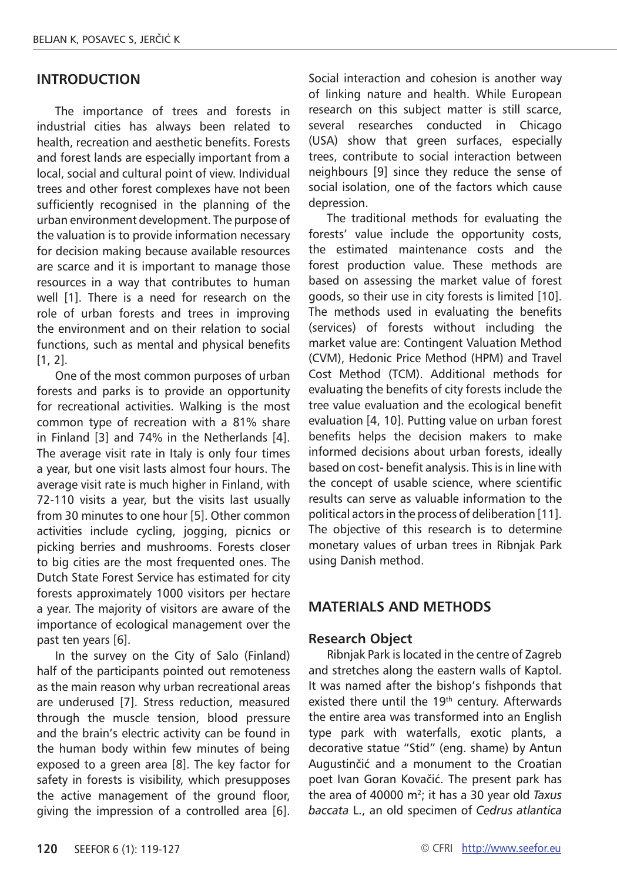## INTRODUCTION

The importance of trees and forests in industrial cities has always been related to health, recreation and aesthetic benefits. Forests and forest lands are especially important from a local, social and cultural point of view. Individual trees and other forest complexes have not been sufficiently recognised in the planning of the urban environment development. The purpose of the valuation is to provide information necessary for decision making because available resources are scarce and it is important to manage those resources in a way that contributes to human well [1]. There is a need for research on the role of urban forests and trees in improving the environment and on their relation to social functions, such as mental and physical benefits [1, 2].

One of the most common purposes of urban forests and parks is to provide an opportunity for recreational activities. Walking is the most common type of recreation with a 81% share in Finland [3] and 74% in the Netherlands [4]. The average visit rate in Italy is only four times a year, but one visit lasts almost four hours. The average visit rate is much higher in Finland, with 72-110 visits a year, but the visits last usually from 30 minutes to one hour [5]. Other common activities include cycling, jogging, picnics or picking berries and mushrooms. Forests closer to big cities are the most frequented ones. The Dutch State Forest Service has estimated for city forests approximately 1000 visitors per hectare a year. The majority of visitors are aware of the importance of ecological management over the past ten years [6].

In the survey on the City of Salo (Finland) half of the participants pointed out remoteness as the main reason why urban recreational areas are underused [7]. Stress reduction, measured through the muscle tension, blood pressure and the brain's electric activity can be found in the human body within few minutes of being exposed to a green area [8]. The key factor for safety in forests is visibility, which presupposes the active management of the ground floor, giving the impression of a controlled area [6]. Social interaction and cohesion is another way of linking nature and health. While European research on this subject matter is still scarce, several researches conducted in Chicago (USA) show that green surfaces, especially trees, contribute to social interaction between neighbours [9] since they reduce the sense of social isolation, one of the factors which cause depression.

The traditional methods for evaluating the forests' value include the opportunity costs, the estimated maintenance costs and the forest production value. These methods are based on assessing the market value of forest goods, so their use in city forests is limited [10]. The methods used in evaluating the benefits (services) of forests without including the market value are: Contingent Valuation Method (CVM), Hedonic Price Method (HPM) and Travel Cost Method (TCM). Additional methods for evaluating the benefits of city forests include the tree value evaluation and the ecological benefit evaluation [4, 10]. Putting value on urban forest benefits helps the decision makers to make informed decisions about urban forests, ideally based on cost- benefit analysis. This is in line with the concept of usable science, where scientific results can serve as valuable information to the political actors in the process of deliberation [11]. The objective of this research is to determine monetary values of urban trees in Ribnjak Park using Danish method.

## MATERIALS AND METHODS

### Research Object

Ribnjak Park is located in the centre of Zagreb and stretches along the eastern walls of Kaptol. It was named after the bishop's fishponds that existed there until the 19th century. Afterwards the entire area was transformed into an English type park with waterfalls, exotic plants, a decorative statue "Stid" (eng. shame) by Antun Augustinčić and a monument to the Croatian poet Ivan Goran Kovačić. The present park has the area of 40000 m$^2$; it has a 30 year old *Taxus baccata* L., an old specimen of *Cedrus atlantica*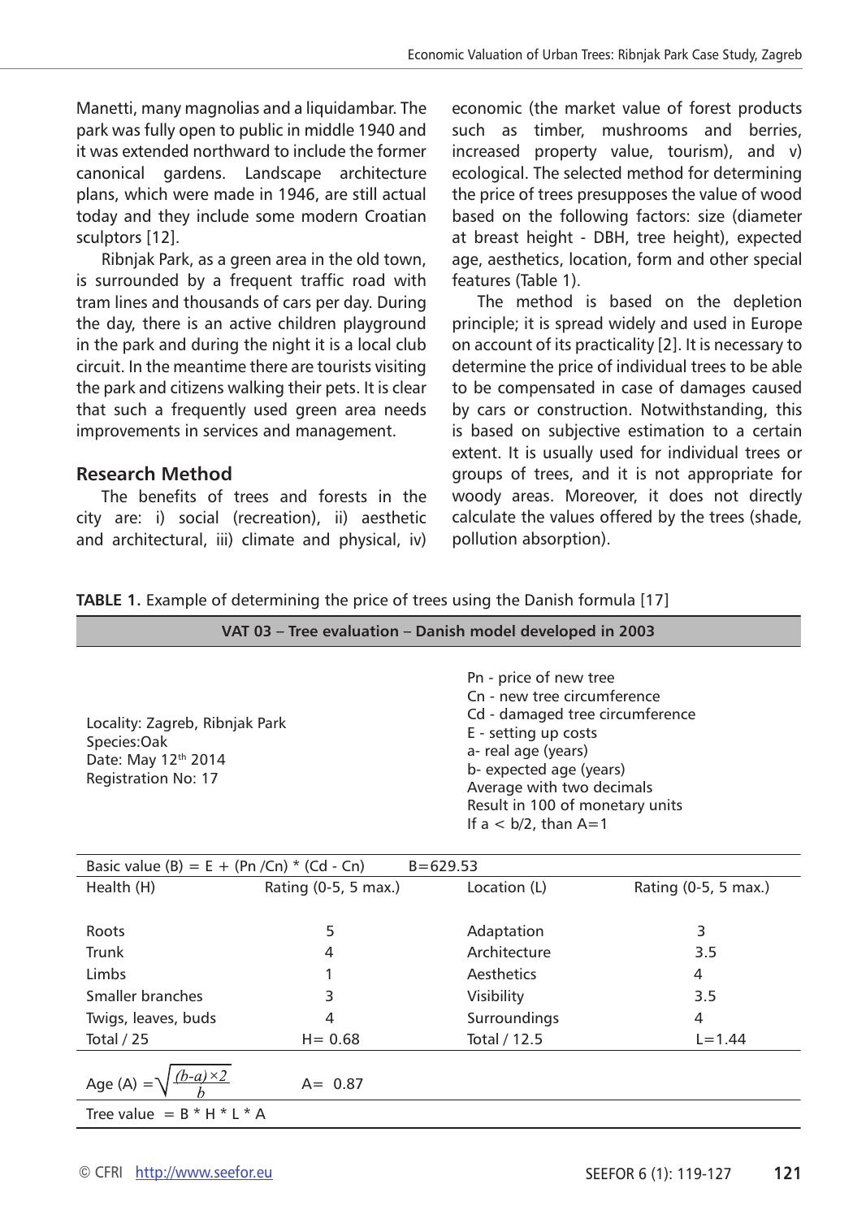Manetti, many magnolias and a liquidambar. The park was fully open to public in middle 1940 and it was extended northward to include the former canonical gardens. Landscape architecture plans, which were made in 1946, are still actual today and they include some modern Croatian sculptors [12].

Ribnjak Park, as a green area in the old town, is surrounded by a frequent traffic road with tram lines and thousands of cars per day. During the day, there is an active children playground in the park and during the night it is a local club circuit. In the meantime there are tourists visiting the park and citizens walking their pets. It is clear that such a frequently used green area needs improvements in services and management.

## Research Method

The benefits of trees and forests in the city are: i) social (recreation), ii) aesthetic and architectural, iii) climate and physical, iv) economic (the market value of forest products such as timber, mushrooms and berries, increased property value, tourism), and v) ecological. The selected method for determining the price of trees presupposes the value of wood based on the following factors: size (diameter at breast height - DBH, tree height), expected age, aesthetics, location, form and other special features (Table 1).

The method is based on the depletion principle; it is spread widely and used in Europe on account of its practicality [2]. It is necessary to determine the price of individual trees to be able to be compensated in case of damages caused by cars or construction. Notwithstanding, this is based on subjective estimation to a certain extent. It is usually used for individual trees or groups of trees, and it is not appropriate for woody areas. Moreover, it does not directly calculate the values offered by the trees (shade, pollution absorption).

**TABLE 1.** Example of determining the price of trees using the Danish formula [17]

| VAT 03 – Tree evaluation – Danish model developed in 2003 | | | |
|---|---|---|---|
| Locality: Zagreb, Ribnjak Park<br>Species:Oak<br>Date: May 12th 2014<br>Registration No: 17 | | Pn - price of new tree<br>Cn - new tree circumference<br>Cd - damaged tree circumference<br>E - setting up costs<br>a- real age (years)<br>b- expected age (years)<br>Average with two decimals<br>Result in 100 of monetary units<br>If a < b/2, than A=1 | |
| Basic value (B) = E + (Pn /Cn) * (Cd - Cn) | | B=629.53 | |
| Health (H) | Rating (0-5, 5 max.) | Location (L) | Rating (0-5, 5 max.) |
| Roots | 5 | Adaptation | 3 |
| Trunk | 4 | Architecture | 3.5 |
| Limbs | 1 | Aesthetics | 4 |
| Smaller branches | 3 | Visibility | 3.5 |
| Twigs, leaves, buds | 4 | Surroundings | 4 |
| Total / 25 | H= 0.68 | Total / 12.5 | L=1.44 |
| Age (A) $=\sqrt{\frac{(b-a)\times 2}{b}}$ | A= 0.87 | | |
| Tree value = B * H * L * A | | | |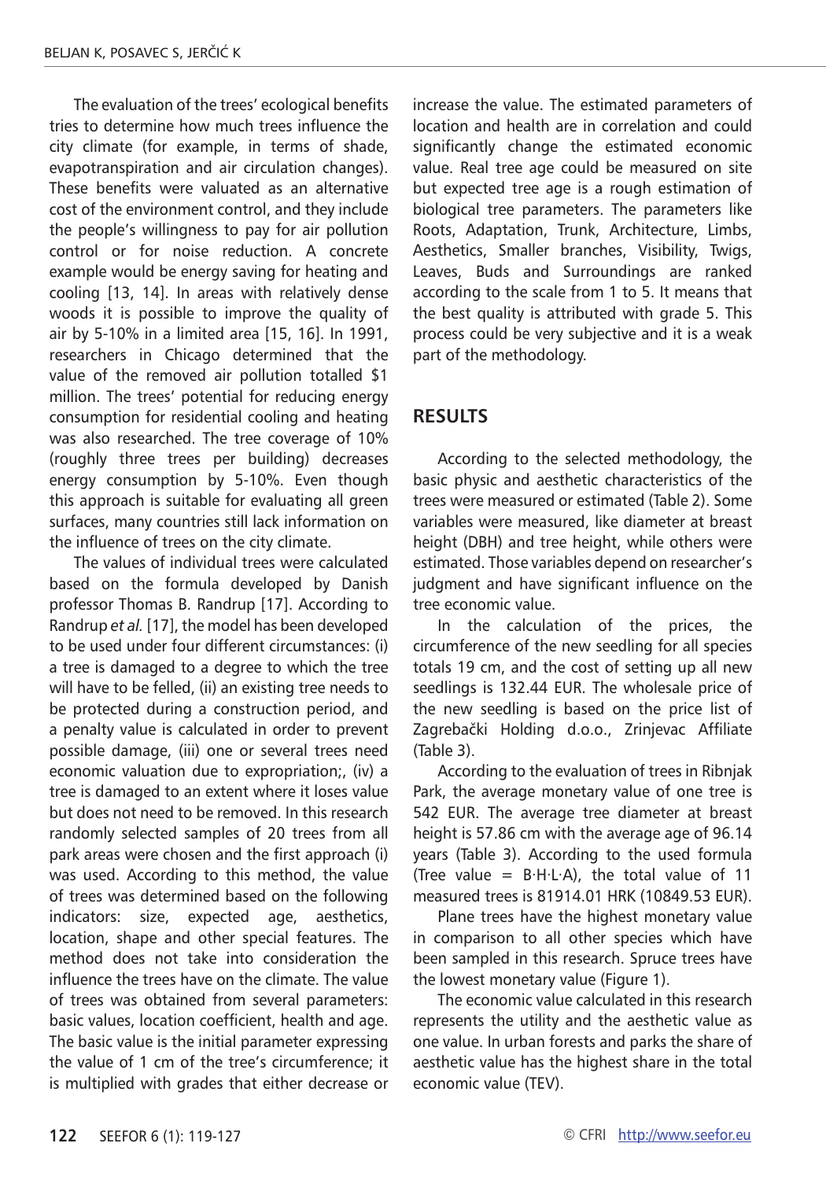The evaluation of the trees' ecological benefits tries to determine how much trees influence the city climate (for example, in terms of shade, evapotranspiration and air circulation changes). These benefits were valuated as an alternative cost of the environment control, and they include the people's willingness to pay for air pollution control or for noise reduction. A concrete example would be energy saving for heating and cooling [13, 14]. In areas with relatively dense woods it is possible to improve the quality of air by 5-10% in a limited area [15, 16]. In 1991, researchers in Chicago determined that the value of the removed air pollution totalled $1 million. The trees' potential for reducing energy consumption for residential cooling and heating was also researched. The tree coverage of 10% (roughly three trees per building) decreases energy consumption by 5-10%. Even though this approach is suitable for evaluating all green surfaces, many countries still lack information on the influence of trees on the city climate.

The values of individual trees were calculated based on the formula developed by Danish professor Thomas B. Randrup [17]. According to Randrup *et al.* [17], the model has been developed to be used under four different circumstances: (i) a tree is damaged to a degree to which the tree will have to be felled, (ii) an existing tree needs to be protected during a construction period, and a penalty value is calculated in order to prevent possible damage, (iii) one or several trees need economic valuation due to expropriation;, (iv) a tree is damaged to an extent where it loses value but does not need to be removed. In this research randomly selected samples of 20 trees from all park areas were chosen and the first approach (i) was used. According to this method, the value of trees was determined based on the following indicators: size, expected age, aesthetics, location, shape and other special features. The method does not take into consideration the influence the trees have on the climate. The value of trees was obtained from several parameters: basic values, location coefficient, health and age. The basic value is the initial parameter expressing the value of 1 cm of the tree's circumference; it is multiplied with grades that either decrease or increase the value. The estimated parameters of location and health are in correlation and could significantly change the estimated economic value. Real tree age could be measured on site but expected tree age is a rough estimation of biological tree parameters. The parameters like Roots, Adaptation, Trunk, Architecture, Limbs, Aesthetics, Smaller branches, Visibility, Twigs, Leaves, Buds and Surroundings are ranked according to the scale from 1 to 5. It means that the best quality is attributed with grade 5. This process could be very subjective and it is a weak part of the methodology.

## RESULTS

According to the selected methodology, the basic physic and aesthetic characteristics of the trees were measured or estimated (Table 2). Some variables were measured, like diameter at breast height (DBH) and tree height, while others were estimated. Those variables depend on researcher's judgment and have significant influence on the tree economic value.

In the calculation of the prices, the circumference of the new seedling for all species totals 19 cm, and the cost of setting up all new seedlings is 132.44 EUR. The wholesale price of the new seedling is based on the price list of Zagrebački Holding d.o.o., Zrinjevac Affiliate (Table 3).

According to the evaluation of trees in Ribnjak Park, the average monetary value of one tree is 542 EUR. The average tree diameter at breast height is 57.86 cm with the average age of 96.14 years (Table 3). According to the used formula (Tree value = $B \cdot H \cdot L \cdot A$), the total value of 11 measured trees is 81914.01 HRK (10849.53 EUR).

Plane trees have the highest monetary value in comparison to all other species which have been sampled in this research. Spruce trees have the lowest monetary value (Figure 1).

The economic value calculated in this research represents the utility and the aesthetic value as one value. In urban forests and parks the share of aesthetic value has the highest share in the total economic value (TEV).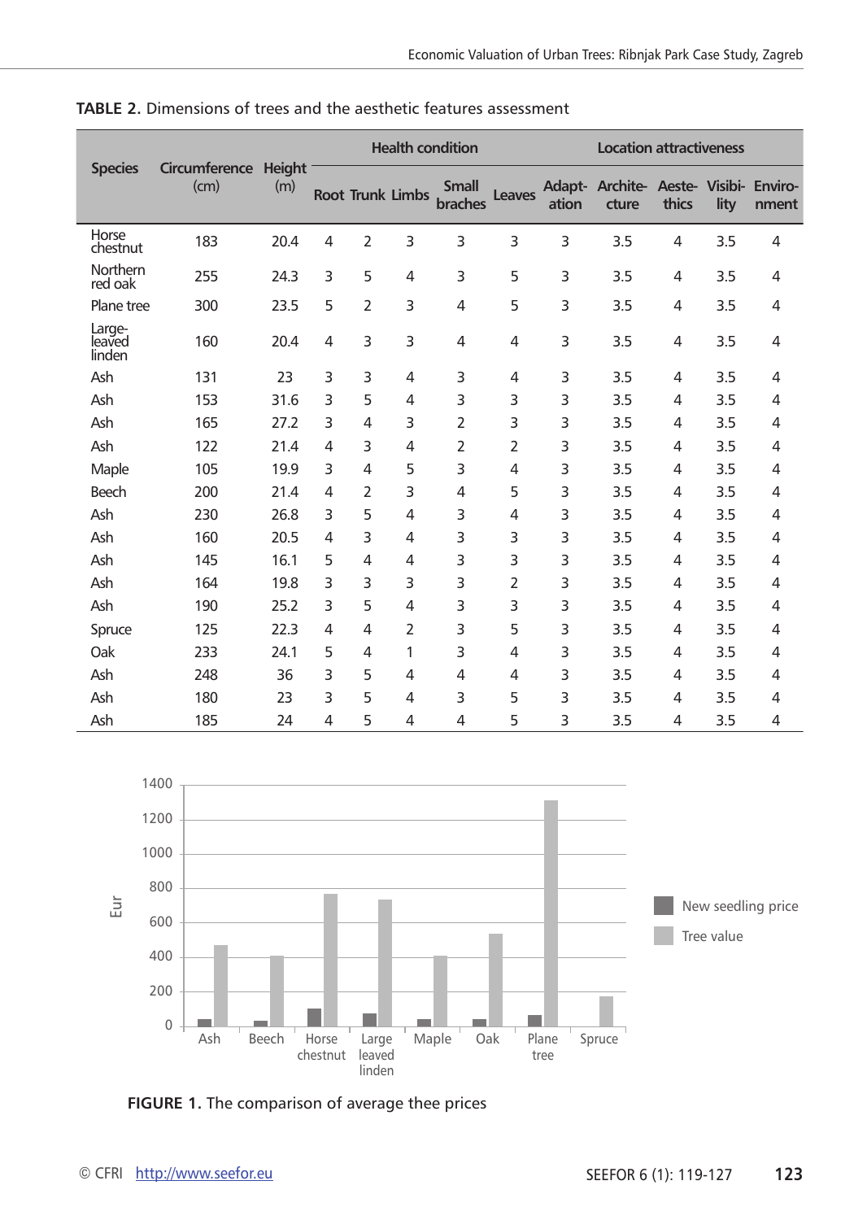**TABLE 2.** Dimensions of trees and the aesthetic features assessment

| Species | Circumference (cm) | Height (m) | Health condition | | | | | Location attractiveness | | | | |
|---|---|---|---|---|---|---|---|---|---|---|---|---|
| | | | Root | Trunk | Limbs | Small braches | Leaves | Adapt-ation | Archite-cture | Aeste-thics | Visibi-lity | Enviro-nment |
| Horse chestnut | 183 | 20.4 | 4 | 2 | 3 | 3 | 3 | 3 | 3.5 | 4 | 3.5 | 4 |
| Northern red oak | 255 | 24.3 | 3 | 5 | 4 | 3 | 5 | 3 | 3.5 | 4 | 3.5 | 4 |
| Plane tree | 300 | 23.5 | 5 | 2 | 3 | 4 | 5 | 3 | 3.5 | 4 | 3.5 | 4 |
| Large-leaved linden | 160 | 20.4 | 4 | 3 | 3 | 4 | 4 | 3 | 3.5 | 4 | 3.5 | 4 |
| Ash | 131 | 23 | 3 | 3 | 4 | 3 | 4 | 3 | 3.5 | 4 | 3.5 | 4 |
| Ash | 153 | 31.6 | 3 | 5 | 4 | 3 | 3 | 3 | 3.5 | 4 | 3.5 | 4 |
| Ash | 165 | 27.2 | 3 | 4 | 3 | 2 | 3 | 3 | 3.5 | 4 | 3.5 | 4 |
| Ash | 122 | 21.4 | 4 | 3 | 4 | 2 | 2 | 3 | 3.5 | 4 | 3.5 | 4 |
| Maple | 105 | 19.9 | 3 | 4 | 5 | 3 | 4 | 3 | 3.5 | 4 | 3.5 | 4 |
| Beech | 200 | 21.4 | 4 | 2 | 3 | 4 | 5 | 3 | 3.5 | 4 | 3.5 | 4 |
| Ash | 230 | 26.8 | 3 | 5 | 4 | 3 | 4 | 3 | 3.5 | 4 | 3.5 | 4 |
| Ash | 160 | 20.5 | 4 | 3 | 4 | 3 | 3 | 3 | 3.5 | 4 | 3.5 | 4 |
| Ash | 145 | 16.1 | 5 | 4 | 4 | 3 | 3 | 3 | 3.5 | 4 | 3.5 | 4 |
| Ash | 164 | 19.8 | 3 | 3 | 3 | 3 | 2 | 3 | 3.5 | 4 | 3.5 | 4 |
| Ash | 190 | 25.2 | 3 | 5 | 4 | 3 | 3 | 3 | 3.5 | 4 | 3.5 | 4 |
| Spruce | 125 | 22.3 | 4 | 4 | 2 | 3 | 5 | 3 | 3.5 | 4 | 3.5 | 4 |
| Oak | 233 | 24.1 | 5 | 4 | 1 | 3 | 4 | 3 | 3.5 | 4 | 3.5 | 4 |
| Ash | 248 | 36 | 3 | 5 | 4 | 4 | 4 | 3 | 3.5 | 4 | 3.5 | 4 |
| Ash | 180 | 23 | 3 | 5 | 4 | 3 | 5 | 3 | 3.5 | 4 | 3.5 | 4 |
| Ash | 185 | 24 | 4 | 5 | 4 | 4 | 5 | 3 | 3.5 | 4 | 3.5 | 4 |

**FIGURE 1.** The comparison of average thee prices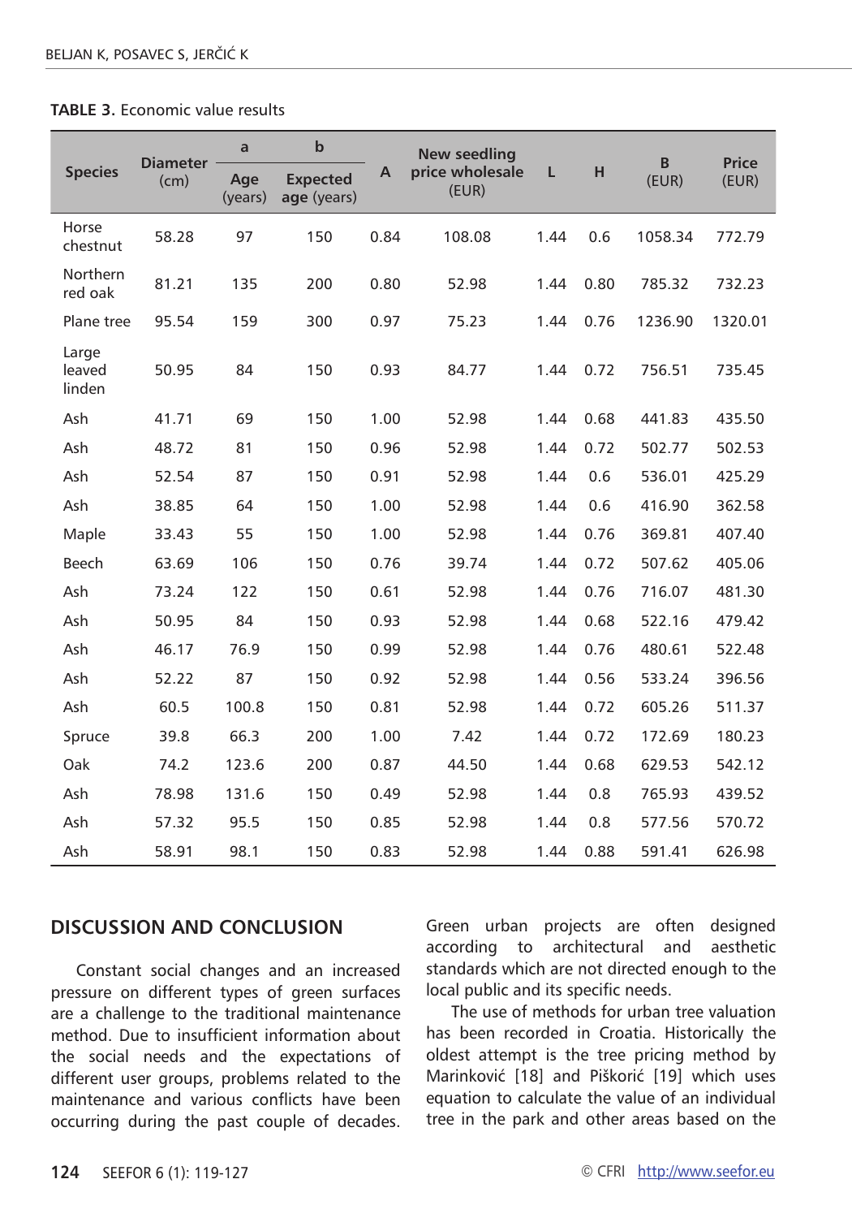**TABLE 3.** Economic value results

| Species | Diameter (cm) | a | b | A | New seedling price wholesale (EUR) | L | H | B (EUR) | Price (EUR) |
|---|---|---|---|---|---|---|---|---|---|
| | | Age (years) | Expected age (years) | | | | | | |
| Horse chestnut | 58.28 | 97 | 150 | 0.84 | 108.08 | 1.44 | 0.6 | 1058.34 | 772.79 |
| Northern red oak | 81.21 | 135 | 200 | 0.80 | 52.98 | 1.44 | 0.80 | 785.32 | 732.23 |
| Plane tree | 95.54 | 159 | 300 | 0.97 | 75.23 | 1.44 | 0.76 | 1236.90 | 1320.01 |
| Large leaved linden | 50.95 | 84 | 150 | 0.93 | 84.77 | 1.44 | 0.72 | 756.51 | 735.45 |
| Ash | 41.71 | 69 | 150 | 1.00 | 52.98 | 1.44 | 0.68 | 441.83 | 435.50 |
| Ash | 48.72 | 81 | 150 | 0.96 | 52.98 | 1.44 | 0.72 | 502.77 | 502.53 |
| Ash | 52.54 | 87 | 150 | 0.91 | 52.98 | 1.44 | 0.6 | 536.01 | 425.29 |
| Ash | 38.85 | 64 | 150 | 1.00 | 52.98 | 1.44 | 0.6 | 416.90 | 362.58 |
| Maple | 33.43 | 55 | 150 | 1.00 | 52.98 | 1.44 | 0.76 | 369.81 | 407.40 |
| Beech | 63.69 | 106 | 150 | 0.76 | 39.74 | 1.44 | 0.72 | 507.62 | 405.06 |
| Ash | 73.24 | 122 | 150 | 0.61 | 52.98 | 1.44 | 0.76 | 716.07 | 481.30 |
| Ash | 50.95 | 84 | 150 | 0.93 | 52.98 | 1.44 | 0.68 | 522.16 | 479.42 |
| Ash | 46.17 | 76.9 | 150 | 0.99 | 52.98 | 1.44 | 0.76 | 480.61 | 522.48 |
| Ash | 52.22 | 87 | 150 | 0.92 | 52.98 | 1.44 | 0.56 | 533.24 | 396.56 |
| Ash | 60.5 | 100.8 | 150 | 0.81 | 52.98 | 1.44 | 0.72 | 605.26 | 511.37 |
| Spruce | 39.8 | 66.3 | 200 | 1.00 | 7.42 | 1.44 | 0.72 | 172.69 | 180.23 |
| Oak | 74.2 | 123.6 | 200 | 0.87 | 44.50 | 1.44 | 0.68 | 629.53 | 542.12 |
| Ash | 78.98 | 131.6 | 150 | 0.49 | 52.98 | 1.44 | 0.8 | 765.93 | 439.52 |
| Ash | 57.32 | 95.5 | 150 | 0.85 | 52.98 | 1.44 | 0.8 | 577.56 | 570.72 |
| Ash | 58.91 | 98.1 | 150 | 0.83 | 52.98 | 1.44 | 0.88 | 591.41 | 626.98 |

## DISCUSSION AND CONCLUSION

Constant social changes and an increased pressure on different types of green surfaces are a challenge to the traditional maintenance method. Due to insufficient information about the social needs and the expectations of different user groups, problems related to the maintenance and various conflicts have been occurring during the past couple of decades. Green urban projects are often designed according to architectural and aesthetic standards which are not directed enough to the local public and its specific needs.

The use of methods for urban tree valuation has been recorded in Croatia. Historically the oldest attempt is the tree pricing method by Marinković [18] and Piškorić [19] which uses equation to calculate the value of an individual tree in the park and other areas based on the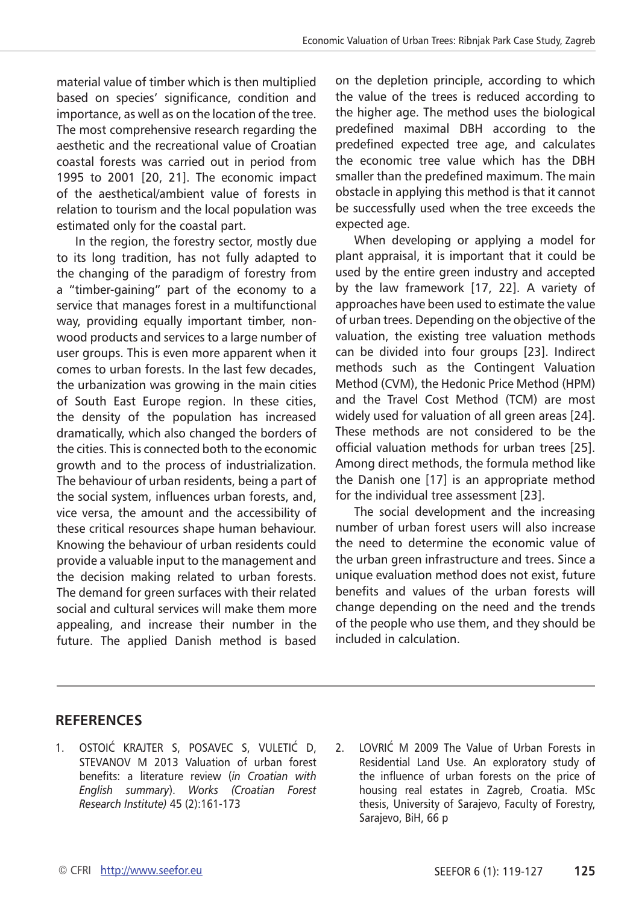material value of timber which is then multiplied based on species' significance, condition and importance, as well as on the location of the tree. The most comprehensive research regarding the aesthetic and the recreational value of Croatian coastal forests was carried out in period from 1995 to 2001 [20, 21]. The economic impact of the aesthetical/ambient value of forests in relation to tourism and the local population was estimated only for the coastal part.

In the region, the forestry sector, mostly due to its long tradition, has not fully adapted to the changing of the paradigm of forestry from a "timber-gaining" part of the economy to a service that manages forest in a multifunctional way, providing equally important timber, non-wood products and services to a large number of user groups. This is even more apparent when it comes to urban forests. In the last few decades, the urbanization was growing in the main cities of South East Europe region. In these cities, the density of the population has increased dramatically, which also changed the borders of the cities. This is connected both to the economic growth and to the process of industrialization. The behaviour of urban residents, being a part of the social system, influences urban forests, and, vice versa, the amount and the accessibility of these critical resources shape human behaviour. Knowing the behaviour of urban residents could provide a valuable input to the management and the decision making related to urban forests. The demand for green surfaces with their related social and cultural services will make them more appealing, and increase their number in the future. The applied Danish method is based on the depletion principle, according to which the value of the trees is reduced according to the higher age. The method uses the biological predefined maximal DBH according to the predefined expected tree age, and calculates the economic tree value which has the DBH smaller than the predefined maximum. The main obstacle in applying this method is that it cannot be successfully used when the tree exceeds the expected age.

When developing or applying a model for plant appraisal, it is important that it could be used by the entire green industry and accepted by the law framework [17, 22]. A variety of approaches have been used to estimate the value of urban trees. Depending on the objective of the valuation, the existing tree valuation methods can be divided into four groups [23]. Indirect methods such as the Contingent Valuation Method (CVM), the Hedonic Price Method (HPM) and the Travel Cost Method (TCM) are most widely used for valuation of all green areas [24]. These methods are not considered to be the official valuation methods for urban trees [25]. Among direct methods, the formula method like the Danish one [17] is an appropriate method for the individual tree assessment [23].

The social development and the increasing number of urban forest users will also increase the need to determine the economic value of the urban green infrastructure and trees. Since a unique evaluation method does not exist, future benefits and values of the urban forests will change depending on the need and the trends of the people who use them, and they should be included in calculation.

## REFERENCES

1. OSTOIĆ KRAJTER S, POSAVEC S, VULETIĆ D, STEVANOV M 2013 Valuation of urban forest benefits: a literature review (*in Croatian with English summary*). *Works (Croatian Forest Research Institute)* 45 (2):161-173
2. LOVRIĆ M 2009 The Value of Urban Forests in Residential Land Use. An exploratory study of the influence of urban forests on the price of housing real estates in Zagreb, Croatia. MSc thesis, University of Sarajevo, Faculty of Forestry, Sarajevo, BiH, 66 p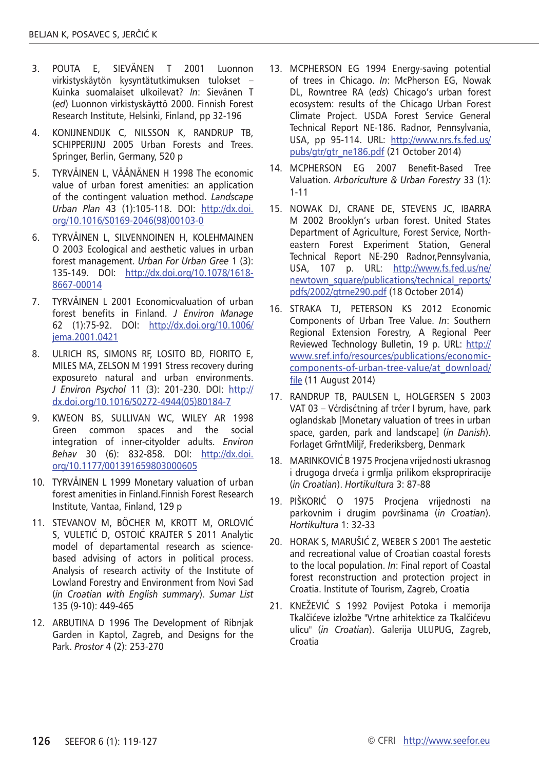3. POUTA E, SIEVÄNEN T 2001 Luonnon virkistyskäytön kysyntätutkimuksen tulokset – Kuinka suomalaiset ulkoilevat? *In*: Sievänen T (*ed*) Luonnon virkistyskäyttö 2000. Finnish Forest Research Institute, Helsinki, Finland, pp 32-196
4. KONIJNENDIJK C, NILSSON K, RANDRUP TB, SCHIPPERIJNJ 2005 Urban Forests and Trees. Springer, Berlin, Germany, 520 p
5. TYRVÄINEN L, VÄÄNÄNEN H 1998 The economic value of urban forest amenities: an application of the contingent valuation method. *Landscape Urban Plan* 43 (1):105-118. DOI: http://dx.doi.org/10.1016/S0169-2046(98)00103-0
6. TYRVÄINEN L, SILVENNOINEN H, KOLEHMAINEN O 2003 Ecological and aesthetic values in urban forest management. *Urban For Urban Gree* 1 (3): 135-149. DOI: http://dx.doi.org/10.1078/1618-8667-00014
7. TYRVÄINEN L 2001 Economicvaluation of urban forest benefits in Finland. *J Environ Manage* 62 (1):75-92. DOI: http://dx.doi.org/10.1006/jema.2001.0421
8. ULRICH RS, SIMONS RF, LOSITO BD, FIORITO E, MILES MA, ZELSON M 1991 Stress recovery during exposureto natural and urban environments. *J Environ Psychol* 11 (3): 201-230. DOI: http://dx.doi.org/10.1016/S0272-4944(05)80184-7
9. KWEON BS, SULLIVAN WC, WILEY AR 1998 Green common spaces and the social integration of inner-cityolder adults. *Environ Behav* 30 (6): 832-858. DOI: http://dx.doi.org/10.1177/001391659803000605
10. TYRVÄINEN L 1999 Monetary valuation of urban forest amenities in Finland.Finnish Forest Research Institute, Vantaa, Finland, 129 p
11. STEVANOV M, BÖCHER M, KROTT M, ORLOVIĆ S, VULETIĆ D, OSTOIĆ KRAJTER S 2011 Analytic model of departamental research as science-based advising of actors in political process. Analysis of research activity of the Institute of Lowland Forestry and Environment from Novi Sad (*in Croatian with English summary*). *Sumar List* 135 (9-10): 449-465
12. ARBUTINA D 1996 The Development of Ribnjak Garden in Kaptol, Zagreb, and Designs for the Park. *Prostor* 4 (2): 253-270
13. MCPHERSON EG 1994 Energy-saving potential of trees in Chicago. *In*: McPherson EG, Nowak DL, Rowntree RA (*eds*) Chicago's urban forest ecosystem: results of the Chicago Urban Forest Climate Project. USDA Forest Service General Technical Report NE-186. Radnor, Pennsylvania, USA, pp 95-114. URL: http://www.nrs.fs.fed.us/pubs/gtr/gtr_ne186.pdf (21 October 2014)
14. MCPHERSON EG 2007 Benefit-Based Tree Valuation. *Arboriculture & Urban Forestry* 33 (1): 1-11
15. NOWAK DJ, CRANE DE, STEVENS JC, IBARRA M 2002 Brooklyn's urban forest. United States Department of Agriculture, Forest Service, North-eastern Forest Experiment Station, General Technical Report NE-290 Radnor,Pennsylvania, USA, 107 p. URL: http://www.fs.fed.us/ne/newtown_square/publications/technical_reports/pdfs/2002/gtrne290.pdf (18 October 2014)
16. STRAKA TJ, PETERSON KS 2012 Economic Components of Urban Tree Value. *In*: Southern Regional Extension Forestry, A Regional Peer Reviewed Technology Bulletin, 19 p. URL: http://www.sref.info/resources/publications/economic-components-of-urban-tree-value/at_download/file (11 August 2014)
17. RANDRUP TB, PAULSEN L, HOLGERSEN S 2003 VAT 03 – Vćrdisćtning af trćer I byrum, have, park oglandskab [Monetary valuation of trees in urban space, garden, park and landscape] (*in Danish*). Forlaget GrřntMiljř, Frederiksberg, Denmark
18. MARINKOVIĆ B 1975 Procjena vrijednosti ukrasnog i drugoga drveća i grmlja prilikom eksproprijacije (*in Croatian*). *Hortikultura* 3: 87-88
19. PIŠKORIĆ O 1975 Procjena vrijednosti na parkovnim i drugim površinama (*in Croatian*). *Hortikultura* 1: 32-33
20. HORAK S, MARUŠIĆ Z, WEBER S 2001 The aestetic and recreational value of Croatian coastal forests to the local population. *In*: Final report of Coastal forest reconstruction and protection project in Croatia. Institute of Tourism, Zagreb, Croatia
21. KNEŽEVIĆ S 1992 Povijest Potoka i memorija Tkalčićeve izložbe "Vrtne arhitektice za Tkalčićevu ulicu" (*in Croatian*). Galerija ULUPUG, Zagreb, Croatia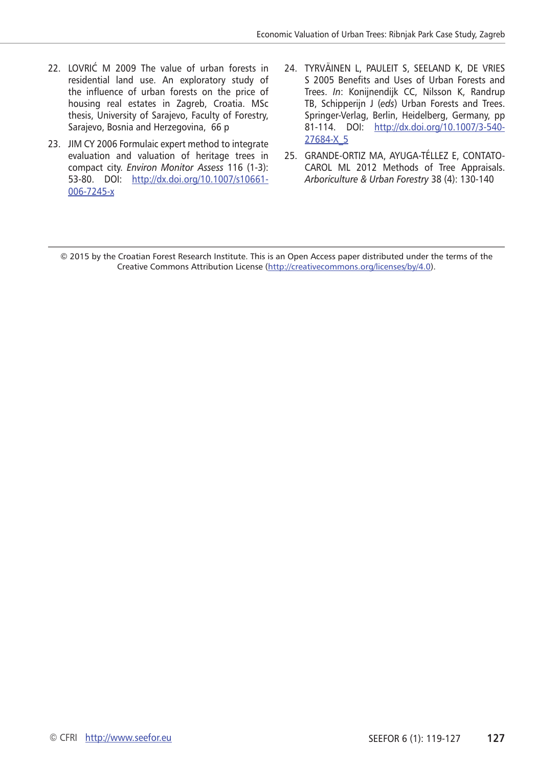22. LOVRIĆ M 2009 The value of urban forests in residential land use. An exploratory study of the influence of urban forests on the price of housing real estates in Zagreb, Croatia. MSc thesis, University of Sarajevo, Faculty of Forestry, Sarajevo, Bosnia and Herzegovina, 66 p

23. JIM CY 2006 Formulaic expert method to integrate evaluation and valuation of heritage trees in compact city. *Environ Monitor Assess* 116 (1-3): 53-80. DOI: http://dx.doi.org/10.1007/s10661-006-7245-x

24. TYRVÄINEN L, PAULEIT S, SEELAND K, DE VRIES S 2005 Benefits and Uses of Urban Forests and Trees. *In*: Konijnendijk CC, Nilsson K, Randrup TB, Schipperijn J (*eds*) Urban Forests and Trees. Springer-Verlag, Berlin, Heidelberg, Germany, pp 81-114. DOI: http://dx.doi.org/10.1007/3-540-27684-X_5

25. GRANDE-ORTIZ MA, AYUGA-TÉLLEZ E, CONTATO-CAROL ML 2012 Methods of Tree Appraisals. *Arboriculture & Urban Forestry* 38 (4): 130-140

© 2015 by the Croatian Forest Research Institute. This is an Open Access paper distributed under the terms of the Creative Commons Attribution License (http://creativecommons.org/licenses/by/4.0).